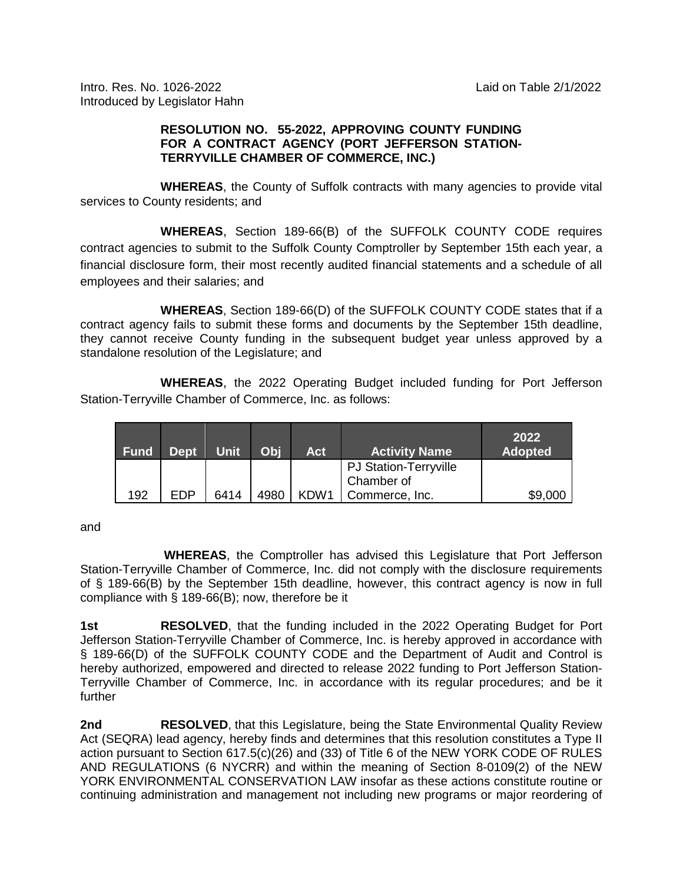Intro. Res. No. 1026-2022 Laid on Table 2/1/2022
Introduced by Legislator Hahn

**RESOLUTION NO. 55-2022, APPROVING COUNTY FUNDING FOR A CONTRACT AGENCY (PORT JEFFERSON STATION-TERRYVILLE CHAMBER OF COMMERCE, INC.)**

**WHEREAS**, the County of Suffolk contracts with many agencies to provide vital services to County residents; and

**WHEREAS**, Section 189-66(B) of the SUFFOLK COUNTY CODE requires contract agencies to submit to the Suffolk County Comptroller by September 15th each year, a financial disclosure form, their most recently audited financial statements and a schedule of all employees and their salaries; and

**WHEREAS**, Section 189-66(D) of the SUFFOLK COUNTY CODE states that if a contract agency fails to submit these forms and documents by the September 15th deadline, they cannot receive County funding in the subsequent budget year unless approved by a standalone resolution of the Legislature; and

**WHEREAS**, the 2022 Operating Budget included funding for Port Jefferson Station-Terryville Chamber of Commerce, Inc. as follows:

| Fund | Dept | Unit | Obj | Act | Activity Name | 2022 Adopted |
|---|---|---|---|---|---|---|
| 192 | EDP | 6414 | 4980 | KDW1 | PJ Station-Terryville Chamber of Commerce, Inc. | $9,000 |

and

**WHEREAS**, the Comptroller has advised this Legislature that Port Jefferson Station-Terryville Chamber of Commerce, Inc. did not comply with the disclosure requirements of § 189-66(B) by the September 15th deadline, however, this contract agency is now in full compliance with § 189-66(B); now, therefore be it

**1st RESOLVED**, that the funding included in the 2022 Operating Budget for Port Jefferson Station-Terryville Chamber of Commerce, Inc. is hereby approved in accordance with § 189-66(D) of the SUFFOLK COUNTY CODE and the Department of Audit and Control is hereby authorized, empowered and directed to release 2022 funding to Port Jefferson Station-Terryville Chamber of Commerce, Inc. in accordance with its regular procedures; and be it further

**2nd RESOLVED**, that this Legislature, being the State Environmental Quality Review Act (SEQRA) lead agency, hereby finds and determines that this resolution constitutes a Type II action pursuant to Section 617.5(c)(26) and (33) of Title 6 of the NEW YORK CODE OF RULES AND REGULATIONS (6 NYCRR) and within the meaning of Section 8-0109(2) of the NEW YORK ENVIRONMENTAL CONSERVATION LAW insofar as these actions constitute routine or continuing administration and management not including new programs or major reordering of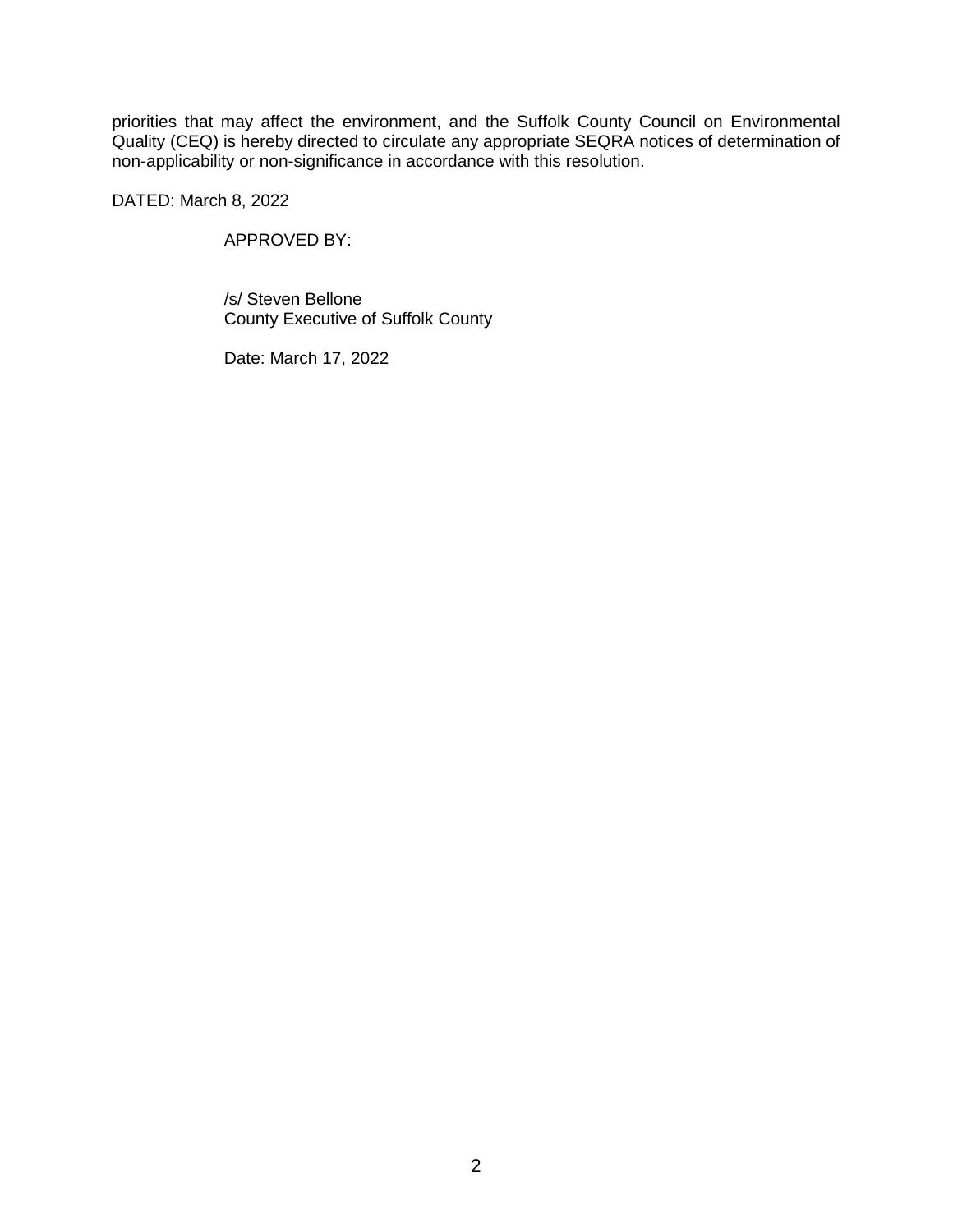priorities that may affect the environment, and the Suffolk County Council on Environmental Quality (CEQ) is hereby directed to circulate any appropriate SEQRA notices of determination of non-applicability or non-significance in accordance with this resolution.

DATED: March 8, 2022

APPROVED BY:

/s/ Steven Bellone
County Executive of Suffolk County

Date: March 17, 2022